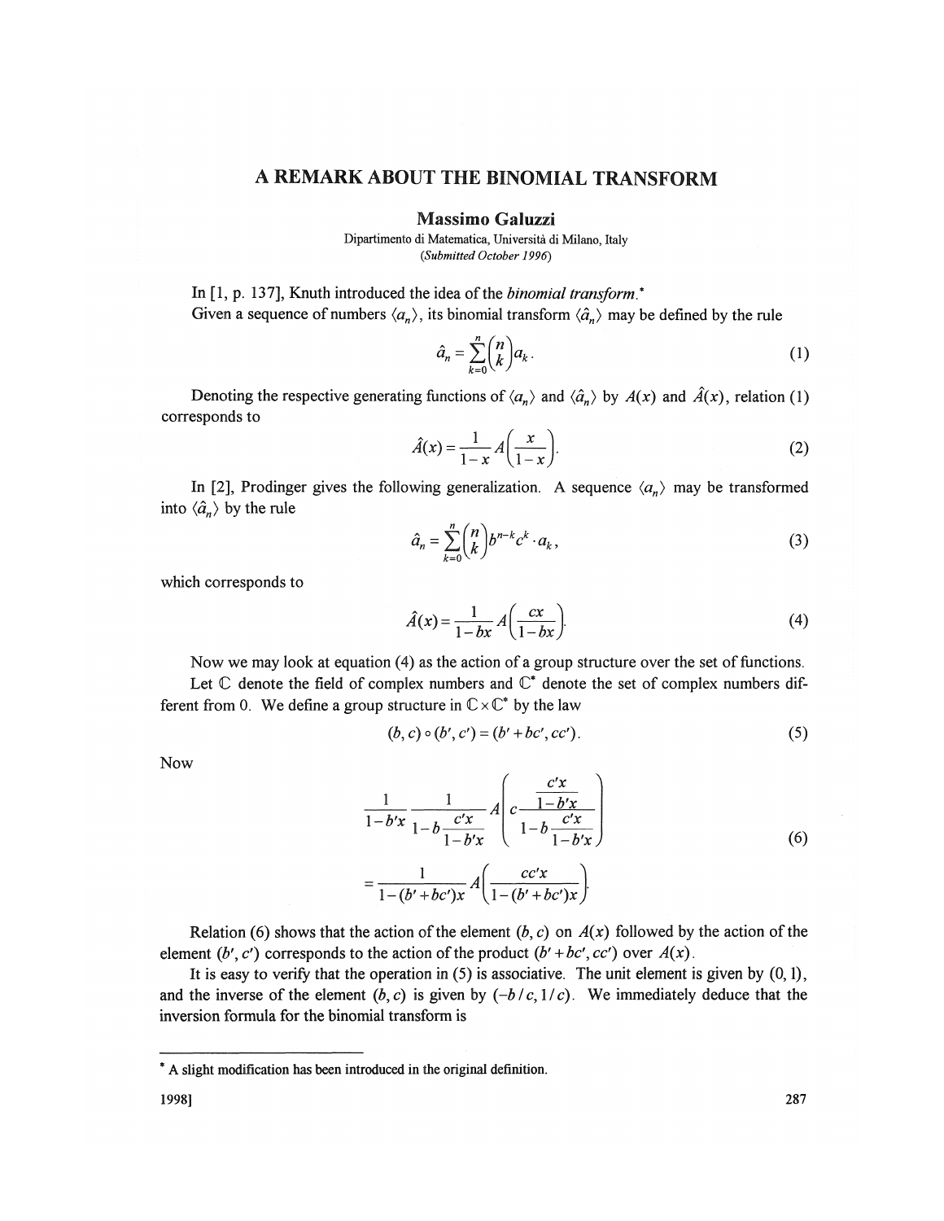# A REMARK ABOUT THE BINOMIAL TRANSFORM

**Massimo Galuzzi**

Dipartimento di Matematica, Università di Milano, Italy

*(Submitted October 1996)*

In [1, p. 137], Knuth introduced the idea of the *binomial transform*.*

Given a sequence of numbers $\langle a_n \rangle$, its binomial transform $\langle \hat{a}_n \rangle$ may be defined by the rule

$$\hat{a}_n = \sum_{k=0}^{n} \binom{n}{k} a_k. \tag{1}$$

Denoting the respective generating functions of $\langle a_n \rangle$ and $\langle \hat{a}_n \rangle$ by $A(x)$ and $\hat{A}(x)$, relation (1) corresponds to

$$\hat{A}(x) = \frac{1}{1-x} A\left(\frac{x}{1-x}\right). \tag{2}$$

In [2], Prodinger gives the following generalization. A sequence $\langle a_n \rangle$ may be transformed into $\langle \hat{a}_n \rangle$ by the rule

$$\hat{a}_n = \sum_{k=0}^{n} \binom{n}{k} b^{n-k} c^k \cdot a_k, \tag{3}$$

which corresponds to

$$\hat{A}(x) = \frac{1}{1-bx} A\left(\frac{cx}{1-bx}\right). \tag{4}$$

Now we may look at equation (4) as the action of a group structure over the set of functions.

Let $\mathbb{C}$ denote the field of complex numbers and $\mathbb{C}^*$ denote the set of complex numbers different from 0. We define a group structure in $\mathbb{C} \times \mathbb{C}^*$ by the law

$$(b, c) \circ (b', c') = (b' + bc', cc'). \tag{5}$$

Now

$$\begin{aligned} &\frac{1}{1-b'x} \frac{1}{1-b\dfrac{c'x}{1-b'x}} A\left(c\frac{\dfrac{c'x}{1-b'x}}{1-b\dfrac{c'x}{1-b'x}}\right) \\ &= \frac{1}{1-(b'+bc')x} A\left(\frac{cc'x}{1-(b'+bc')x}\right). \end{aligned} \tag{6}$$

Relation (6) shows that the action of the element $(b, c)$ on $A(x)$ followed by the action of the element $(b', c')$ corresponds to the action of the product $(b' + bc', cc')$ over $A(x)$.

It is easy to verify that the operation in (5) is associative. The unit element is given by $(0, 1)$, and the inverse of the element $(b, c)$ is given by $(-b/c, 1/c)$. We immediately deduce that the inversion formula for the binomial transform is

---

* A slight modification has been introduced in the original definition.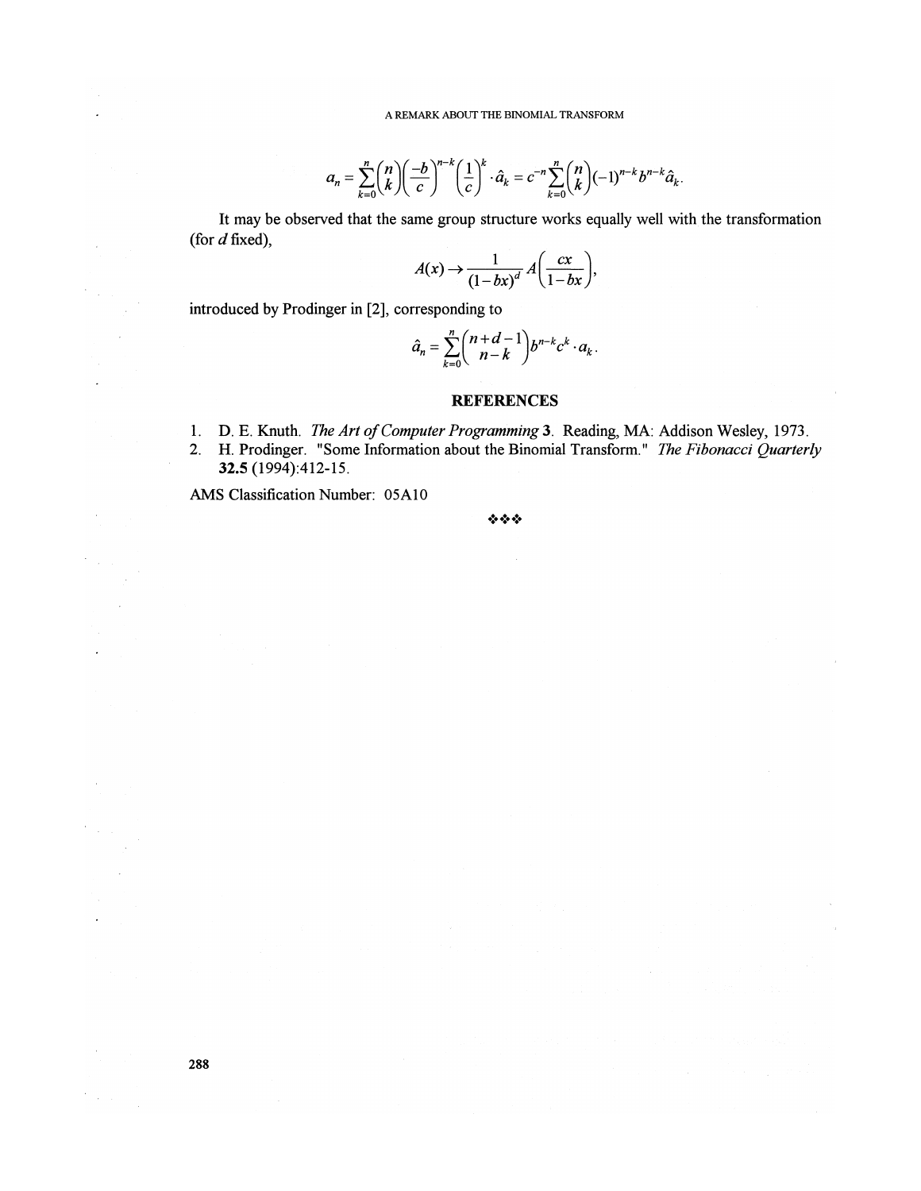$$a_n = \sum_{k=0}^{n} \binom{n}{k} \left(\frac{-b}{c}\right)^{n-k} \left(\frac{1}{c}\right)^k \cdot \hat{a}_k = c^{-n} \sum_{k=0}^{n} \binom{n}{k} (-1)^{n-k} b^{n-k} \hat{a}_k.$$

It may be observed that the same group structure works equally well with the transformation (for $d$ fixed),

$$A(x) \to \frac{1}{(1-bx)^d} A\left(\frac{cx}{1-bx}\right),$$

introduced by Prodinger in [2], corresponding to

$$\hat{a}_n = \sum_{k=0}^{n} \binom{n+d-1}{n-k} b^{n-k} c^k \cdot a_k.$$

## REFERENCES

1. D. E. Knuth. *The Art of Computer Programming* **3**. Reading, MA: Addison Wesley, 1973.
2. H. Prodinger. "Some Information about the Binomial Transform." *The Fibonacci Quarterly* **32.5** (1994):412-15.

AMS Classification Number: 05A10

❖❖❖